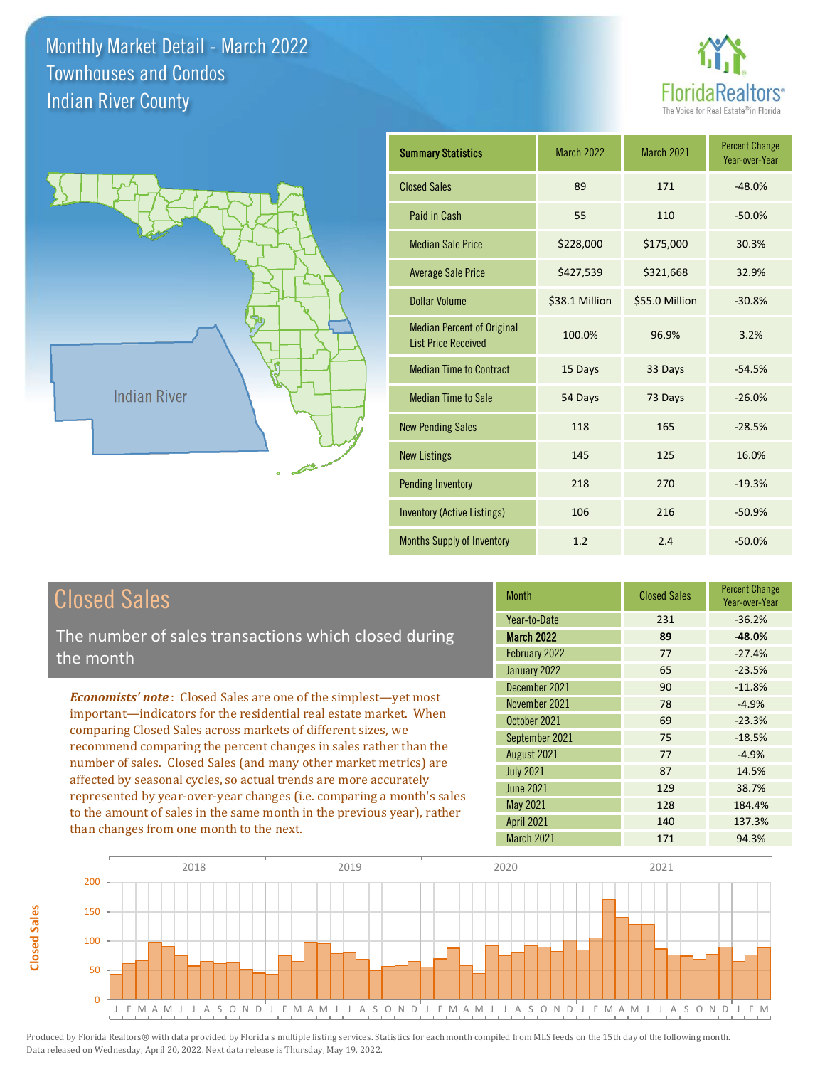# Monthly Market Detail - March 2022
## Townhouses and Condos
## Indian River County

FloridaRealtors® The Voice for Real Estate® in Florida

Indian River

| Summary Statistics | March 2022 | March 2021 | Percent Change Year-over-Year |
|---|---|---|---|
| Closed Sales | 89 | 171 | -48.0% |
| Paid in Cash | 55 | 110 | -50.0% |
| Median Sale Price | $228,000 | $175,000 | 30.3% |
| Average Sale Price | $427,539 | $321,668 | 32.9% |
| Dollar Volume | $38.1 Million | $55.0 Million | -30.8% |
| Median Percent of Original List Price Received | 100.0% | 96.9% | 3.2% |
| Median Time to Contract | 15 Days | 33 Days | -54.5% |
| Median Time to Sale | 54 Days | 73 Days | -26.0% |
| New Pending Sales | 118 | 165 | -28.5% |
| New Listings | 145 | 125 | 16.0% |
| Pending Inventory | 218 | 270 | -19.3% |
| Inventory (Active Listings) | 106 | 216 | -50.9% |
| Months Supply of Inventory | 1.2 | 2.4 | -50.0% |

## Closed Sales

The number of sales transactions which closed during the month

*Economists' note*: Closed Sales are one of the simplest—yet most important—indicators for the residential real estate market. When comparing Closed Sales across markets of different sizes, we recommend comparing the percent changes in sales rather than the number of sales. Closed Sales (and many other market metrics) are affected by seasonal cycles, so actual trends are more accurately represented by year-over-year changes (i.e. comparing a month's sales to the amount of sales in the same month in the previous year), rather than changes from one month to the next.

| Month | Closed Sales | Percent Change Year-over-Year |
|---|---|---|
| Year-to-Date | 231 | -36.2% |
| **March 2022** | **89** | **-48.0%** |
| February 2022 | 77 | -27.4% |
| January 2022 | 65 | -23.5% |
| December 2021 | 90 | -11.8% |
| November 2021 | 78 | -4.9% |
| October 2021 | 69 | -23.3% |
| September 2021 | 75 | -18.5% |
| August 2021 | 77 | -4.9% |
| July 2021 | 87 | 14.5% |
| June 2021 | 129 | 38.7% |
| May 2021 | 128 | 184.4% |
| April 2021 | 140 | 137.3% |
| March 2021 | 171 | 94.3% |

Produced by Florida Realtors® with data provided by Florida's multiple listing services. Statistics for each month compiled from MLS feeds on the 15th day of the following month. Data released on Wednesday, April 20, 2022. Next data release is Thursday, May 19, 2022.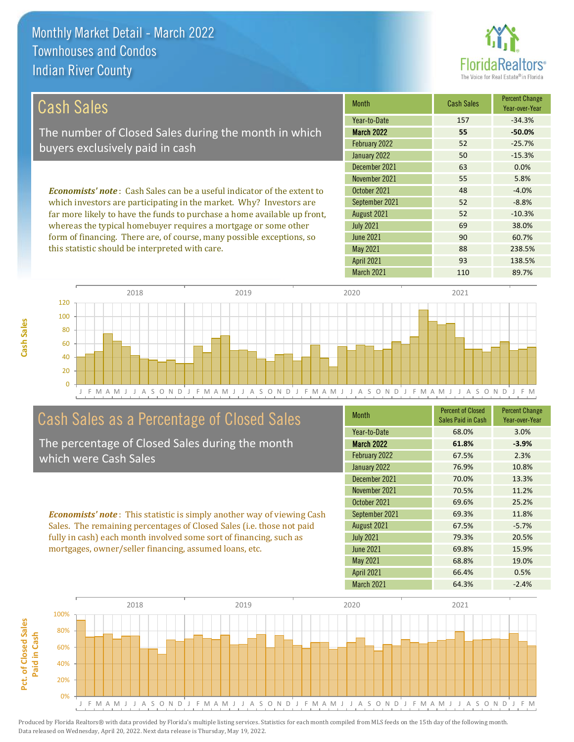# Monthly Market Detail - March 2022
## Townhouses and Condos
## Indian River County

## Cash Sales

The number of Closed Sales during the month in which buyers exclusively paid in cash

***Economists' note***: Cash Sales can be a useful indicator of the extent to which investors are participating in the market. Why? Investors are far more likely to have the funds to purchase a home available up front, whereas the typical homebuyer requires a mortgage or some other form of financing. There are, of course, many possible exceptions, so this statistic should be interpreted with care.

| Month | Cash Sales | Percent Change Year-over-Year |
|---|---|---|
| Year-to-Date | 157 | -34.3% |
| **March 2022** | **55** | **-50.0%** |
| February 2022 | 52 | -25.7% |
| January 2022 | 50 | -15.3% |
| December 2021 | 63 | 0.0% |
| November 2021 | 55 | 5.8% |
| October 2021 | 48 | -4.0% |
| September 2021 | 52 | -8.8% |
| August 2021 | 52 | -10.3% |
| July 2021 | 69 | 38.0% |
| June 2021 | 90 | 60.7% |
| May 2021 | 88 | 238.5% |
| April 2021 | 93 | 138.5% |
| March 2021 | 110 | 89.7% |

## Cash Sales as a Percentage of Closed Sales

The percentage of Closed Sales during the month which were Cash Sales

***Economists' note***: This statistic is simply another way of viewing Cash Sales. The remaining percentages of Closed Sales (i.e. those not paid fully in cash) each month involved some sort of financing, such as mortgages, owner/seller financing, assumed loans, etc.

| Month | Percent of Closed Sales Paid in Cash | Percent Change Year-over-Year |
|---|---|---|
| Year-to-Date | 68.0% | 3.0% |
| **March 2022** | **61.8%** | **-3.9%** |
| February 2022 | 67.5% | 2.3% |
| January 2022 | 76.9% | 10.8% |
| December 2021 | 70.0% | 13.3% |
| November 2021 | 70.5% | 11.2% |
| October 2021 | 69.6% | 25.2% |
| September 2021 | 69.3% | 11.8% |
| August 2021 | 67.5% | -5.7% |
| July 2021 | 79.3% | 20.5% |
| June 2021 | 69.8% | 15.9% |
| May 2021 | 68.8% | 19.0% |
| April 2021 | 66.4% | 0.5% |
| March 2021 | 64.3% | -2.4% |

Produced by Florida Realtors® with data provided by Florida's multiple listing services. Statistics for each month compiled from MLS feeds on the 15th day of the following month. Data released on Wednesday, April 20, 2022. Next data release is Thursday, May 19, 2022.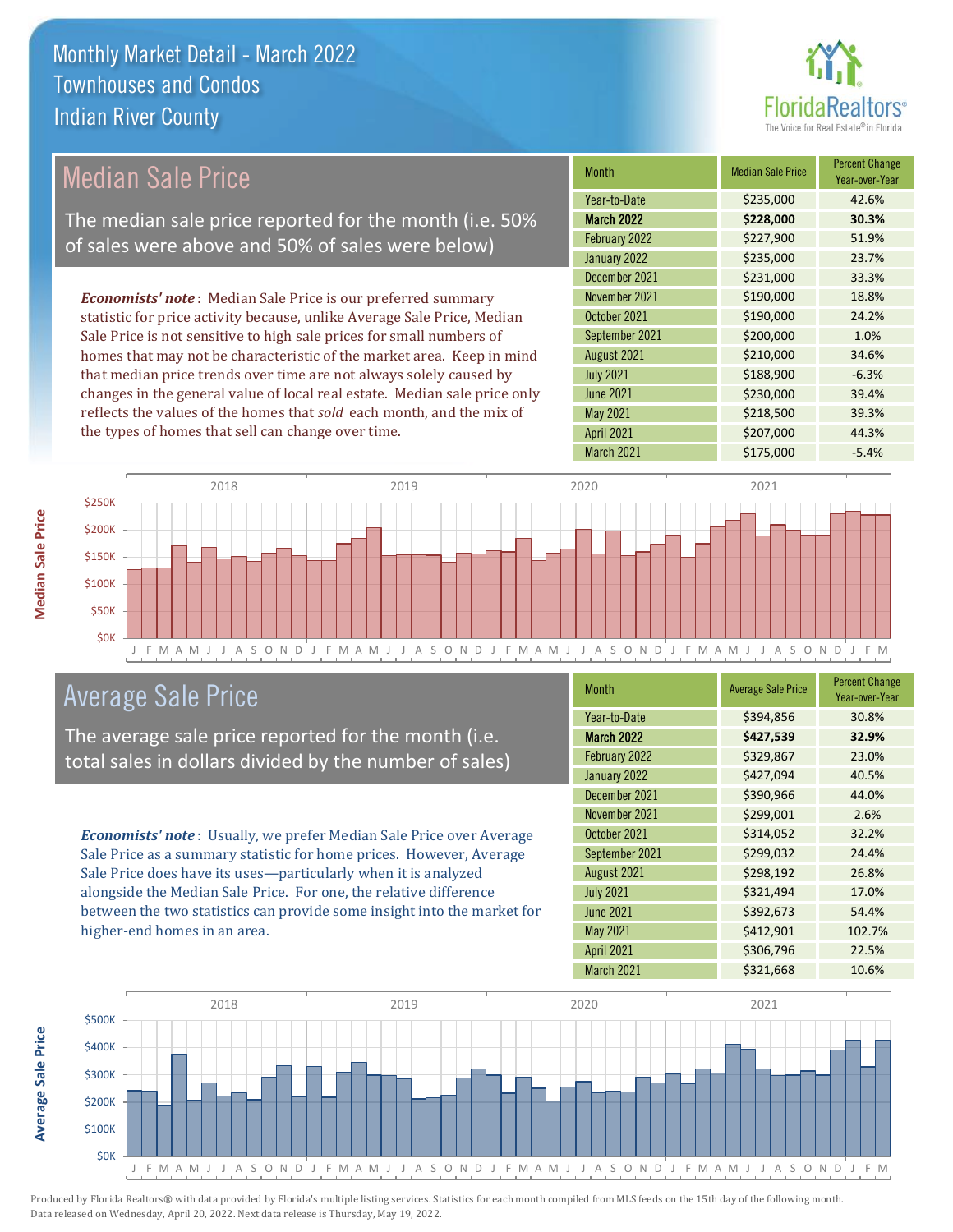# Monthly Market Detail - March 2022
## Townhouses and Condos
## Indian River County

## Median Sale Price

The median sale price reported for the month (i.e. 50% of sales were above and 50% of sales were below)

***Economists' note***: Median Sale Price is our preferred summary statistic for price activity because, unlike Average Sale Price, Median Sale Price is not sensitive to high sale prices for small numbers of homes that may not be characteristic of the market area. Keep in mind that median price trends over time are not always solely caused by changes in the general value of local real estate. Median sale price only reflects the values of the homes that *sold* each month, and the mix of the types of homes that sell can change over time.

| Month | Median Sale Price | Percent Change Year-over-Year |
|---|---|---|
| Year-to-Date | $235,000 | 42.6% |
| **March 2022** | **$228,000** | **30.3%** |
| February 2022 | $227,900 | 51.9% |
| January 2022 | $235,000 | 23.7% |
| December 2021 | $231,000 | 33.3% |
| November 2021 | $190,000 | 18.8% |
| October 2021 | $190,000 | 24.2% |
| September 2021 | $200,000 | 1.0% |
| August 2021 | $210,000 | 34.6% |
| July 2021 | $188,900 | -6.3% |
| June 2021 | $230,000 | 39.4% |
| May 2021 | $218,500 | 39.3% |
| April 2021 | $207,000 | 44.3% |
| March 2021 | $175,000 | -5.4% |

## Average Sale Price

The average sale price reported for the month (i.e. total sales in dollars divided by the number of sales)

***Economists' note***: Usually, we prefer Median Sale Price over Average Sale Price as a summary statistic for home prices. However, Average Sale Price does have its uses—particularly when it is analyzed alongside the Median Sale Price. For one, the relative difference between the two statistics can provide some insight into the market for higher-end homes in an area.

| Month | Average Sale Price | Percent Change Year-over-Year |
|---|---|---|
| Year-to-Date | $394,856 | 30.8% |
| **March 2022** | **$427,539** | **32.9%** |
| February 2022 | $329,867 | 23.0% |
| January 2022 | $427,094 | 40.5% |
| December 2021 | $390,966 | 44.0% |
| November 2021 | $299,001 | 2.6% |
| October 2021 | $314,052 | 32.2% |
| September 2021 | $299,032 | 24.4% |
| August 2021 | $298,192 | 26.8% |
| July 2021 | $321,494 | 17.0% |
| June 2021 | $392,673 | 54.4% |
| May 2021 | $412,901 | 102.7% |
| April 2021 | $306,796 | 22.5% |
| March 2021 | $321,668 | 10.6% |

Produced by Florida Realtors® with data provided by Florida's multiple listing services. Statistics for each month compiled from MLS feeds on the 15th day of the following month. Data released on Wednesday, April 20, 2022. Next data release is Thursday, May 19, 2022.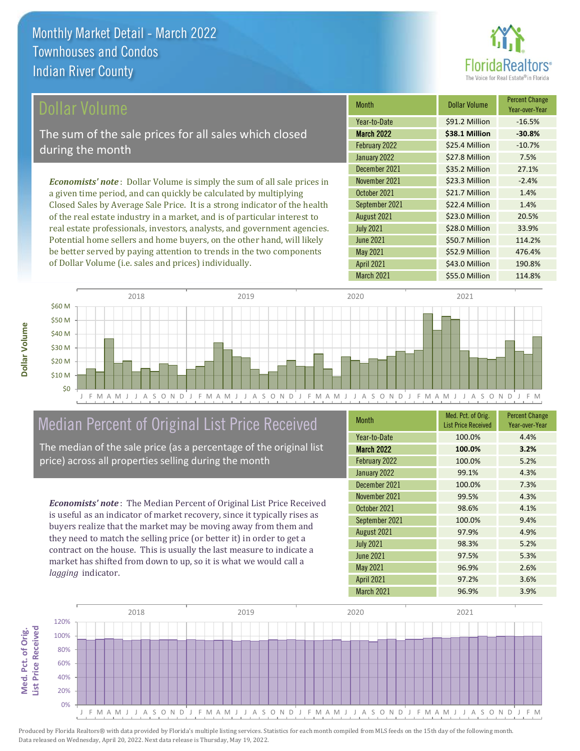# Monthly Market Detail - March 2022
## Townhouses and Condos
## Indian River County

## Dollar Volume

The sum of the sale prices for all sales which closed during the month

***Economists' note***: Dollar Volume is simply the sum of all sale prices in a given time period, and can quickly be calculated by multiplying Closed Sales by Average Sale Price. It is a strong indicator of the health of the real estate industry in a market, and is of particular interest to real estate professionals, investors, analysts, and government agencies. Potential home sellers and home buyers, on the other hand, will likely be better served by paying attention to trends in the two components of Dollar Volume (i.e. sales and prices) individually.

| Month | Dollar Volume | Percent Change Year-over-Year |
|---|---|---|
| Year-to-Date | $91.2 Million | -16.5% |
| **March 2022** | **$38.1 Million** | **-30.8%** |
| February 2022 | $25.4 Million | -10.7% |
| January 2022 | $27.8 Million | 7.5% |
| December 2021 | $35.2 Million | 27.1% |
| November 2021 | $23.3 Million | -2.4% |
| October 2021 | $21.7 Million | 1.4% |
| September 2021 | $22.4 Million | 1.4% |
| August 2021 | $23.0 Million | 20.5% |
| July 2021 | $28.0 Million | 33.9% |
| June 2021 | $50.7 Million | 114.2% |
| May 2021 | $52.9 Million | 476.4% |
| April 2021 | $43.0 Million | 190.8% |
| March 2021 | $55.0 Million | 114.8% |

## Median Percent of Original List Price Received

The median of the sale price (as a percentage of the original list price) across all properties selling during the month

***Economists' note***: The Median Percent of Original List Price Received is useful as an indicator of market recovery, since it typically rises as buyers realize that the market may be moving away from them and they need to match the selling price (or better it) in order to get a contract on the house. This is usually the last measure to indicate a market has shifted from down to up, so it is what we would call a *lagging* indicator.

| Month | Med. Pct. of Orig. List Price Received | Percent Change Year-over-Year |
|---|---|---|
| Year-to-Date | 100.0% | 4.4% |
| **March 2022** | **100.0%** | **3.2%** |
| February 2022 | 100.0% | 5.2% |
| January 2022 | 99.1% | 4.3% |
| December 2021 | 100.0% | 7.3% |
| November 2021 | 99.5% | 4.3% |
| October 2021 | 98.6% | 4.1% |
| September 2021 | 100.0% | 9.4% |
| August 2021 | 97.9% | 4.9% |
| July 2021 | 98.3% | 5.2% |
| June 2021 | 97.5% | 5.3% |
| May 2021 | 96.9% | 2.6% |
| April 2021 | 97.2% | 3.6% |
| March 2021 | 96.9% | 3.9% |

Produced by Florida Realtors® with data provided by Florida's multiple listing services. Statistics for each month compiled from MLS feeds on the 15th day of the following month. Data released on Wednesday, April 20, 2022. Next data release is Thursday, May 19, 2022.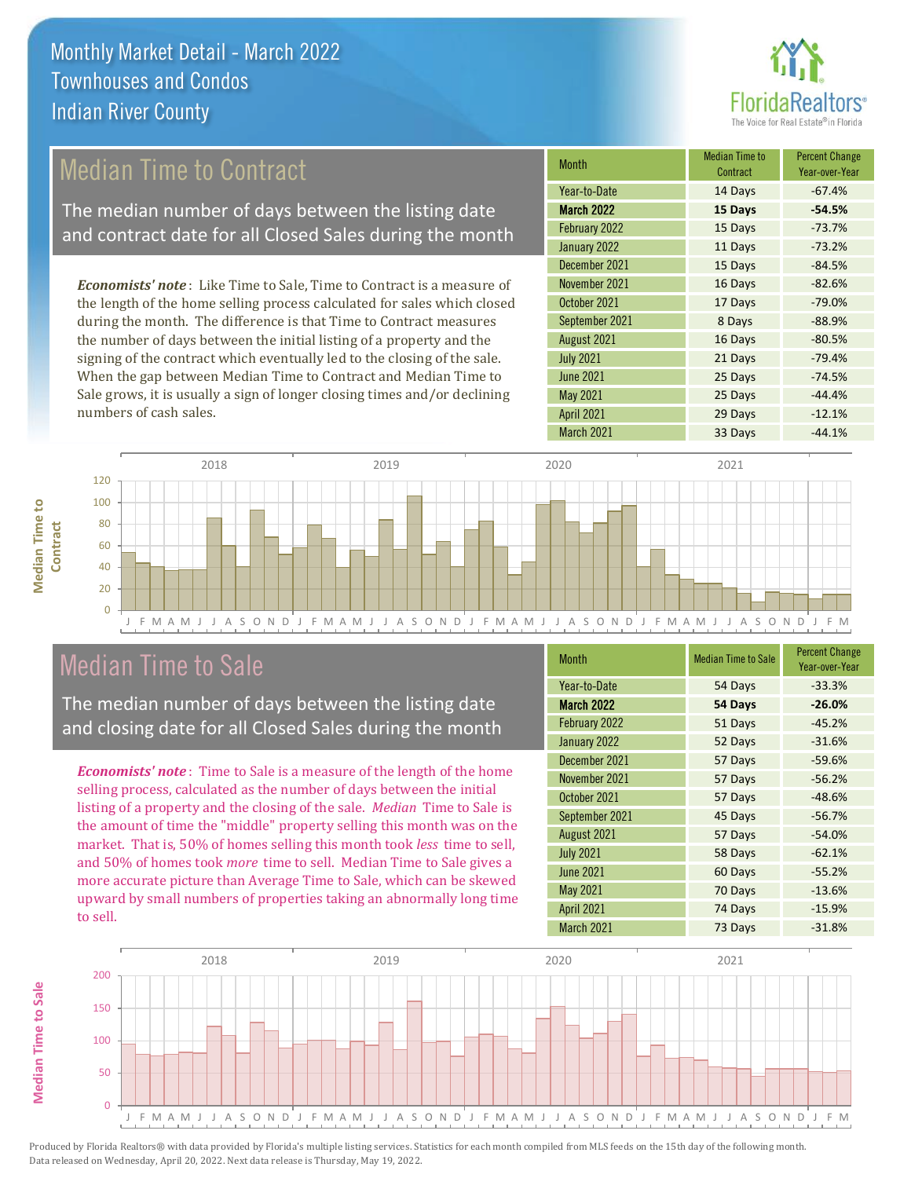# Monthly Market Detail - March 2022
## Townhouses and Condos
## Indian River County

## Median Time to Contract

The median number of days between the listing date and contract date for all Closed Sales during the month

***Economists' note***: Like Time to Sale, Time to Contract is a measure of the length of the home selling process calculated for sales which closed during the month. The difference is that Time to Contract measures the number of days between the initial listing of a property and the signing of the contract which eventually led to the closing of the sale. When the gap between Median Time to Contract and Median Time to Sale grows, it is usually a sign of longer closing times and/or declining numbers of cash sales.

| Month | Median Time to Contract | Percent Change Year-over-Year |
|---|---|---|
| Year-to-Date | 14 Days | -67.4% |
| **March 2022** | **15 Days** | **-54.5%** |
| February 2022 | 15 Days | -73.7% |
| January 2022 | 11 Days | -73.2% |
| December 2021 | 15 Days | -84.5% |
| November 2021 | 16 Days | -82.6% |
| October 2021 | 17 Days | -79.0% |
| September 2021 | 8 Days | -88.9% |
| August 2021 | 16 Days | -80.5% |
| July 2021 | 21 Days | -79.4% |
| June 2021 | 25 Days | -74.5% |
| May 2021 | 25 Days | -44.4% |
| April 2021 | 29 Days | -12.1% |
| March 2021 | 33 Days | -44.1% |

## Median Time to Sale

The median number of days between the listing date and closing date for all Closed Sales during the month

***Economists' note***: Time to Sale is a measure of the length of the home selling process, calculated as the number of days between the initial listing of a property and the closing of the sale. *Median* Time to Sale is the amount of time the "middle" property selling this month was on the market. That is, 50% of homes selling this month took *less* time to sell, and 50% of homes took *more* time to sell. Median Time to Sale gives a more accurate picture than Average Time to Sale, which can be skewed upward by small numbers of properties taking an abnormally long time to sell.

| Month | Median Time to Sale | Percent Change Year-over-Year |
|---|---|---|
| Year-to-Date | 54 Days | -33.3% |
| **March 2022** | **54 Days** | **-26.0%** |
| February 2022 | 51 Days | -45.2% |
| January 2022 | 52 Days | -31.6% |
| December 2021 | 57 Days | -59.6% |
| November 2021 | 57 Days | -56.2% |
| October 2021 | 57 Days | -48.6% |
| September 2021 | 45 Days | -56.7% |
| August 2021 | 57 Days | -54.0% |
| July 2021 | 58 Days | -62.1% |
| June 2021 | 60 Days | -55.2% |
| May 2021 | 70 Days | -13.6% |
| April 2021 | 74 Days | -15.9% |
| March 2021 | 73 Days | -31.8% |

Produced by Florida Realtors® with data provided by Florida's multiple listing services. Statistics for each month compiled from MLS feeds on the 15th day of the following month. Data released on Wednesday, April 20, 2022. Next data release is Thursday, May 19, 2022.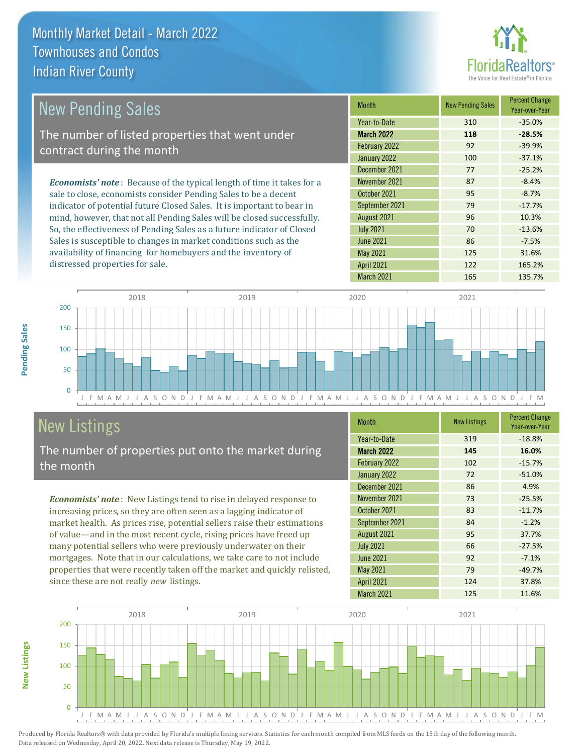# Monthly Market Detail - March 2022
## Townhouses and Condos
## Indian River County

## New Pending Sales

The number of listed properties that went under contract during the month

***Economists' note***: Because of the typical length of time it takes for a sale to close, economists consider Pending Sales to be a decent indicator of potential future Closed Sales. It is important to bear in mind, however, that not all Pending Sales will be closed successfully. So, the effectiveness of Pending Sales as a future indicator of Closed Sales is susceptible to changes in market conditions such as the availability of financing for homebuyers and the inventory of distressed properties for sale.

| Month | New Pending Sales | Percent Change Year-over-Year |
|---|---|---|
| Year-to-Date | 310 | -35.0% |
| **March 2022** | **118** | **-28.5%** |
| February 2022 | 92 | -39.9% |
| January 2022 | 100 | -37.1% |
| December 2021 | 77 | -25.2% |
| November 2021 | 87 | -8.4% |
| October 2021 | 95 | -8.7% |
| September 2021 | 79 | -17.7% |
| August 2021 | 96 | 10.3% |
| July 2021 | 70 | -13.6% |
| June 2021 | 86 | -7.5% |
| May 2021 | 125 | 31.6% |
| April 2021 | 122 | 165.2% |
| March 2021 | 165 | 135.7% |

## New Listings

The number of properties put onto the market during the month

***Economists' note***: New Listings tend to rise in delayed response to increasing prices, so they are often seen as a lagging indicator of market health. As prices rise, potential sellers raise their estimations of value—and in the most recent cycle, rising prices have freed up many potential sellers who were previously underwater on their mortgages. Note that in our calculations, we take care to not include properties that were recently taken off the market and quickly relisted, since these are not really *new* listings.

| Month | New Listings | Percent Change Year-over-Year |
|---|---|---|
| Year-to-Date | 319 | -18.8% |
| **March 2022** | **145** | **16.0%** |
| February 2022 | 102 | -15.7% |
| January 2022 | 72 | -51.0% |
| December 2021 | 86 | 4.9% |
| November 2021 | 73 | -25.5% |
| October 2021 | 83 | -11.7% |
| September 2021 | 84 | -1.2% |
| August 2021 | 95 | 37.7% |
| July 2021 | 66 | -27.5% |
| June 2021 | 92 | -7.1% |
| May 2021 | 79 | -49.7% |
| April 2021 | 124 | 37.8% |
| March 2021 | 125 | 11.6% |

Produced by Florida Realtors® with data provided by Florida's multiple listing services. Statistics for each month compiled from MLS feeds on the 15th day of the following month. Data released on Wednesday, April 20, 2022. Next data release is Thursday, May 19, 2022.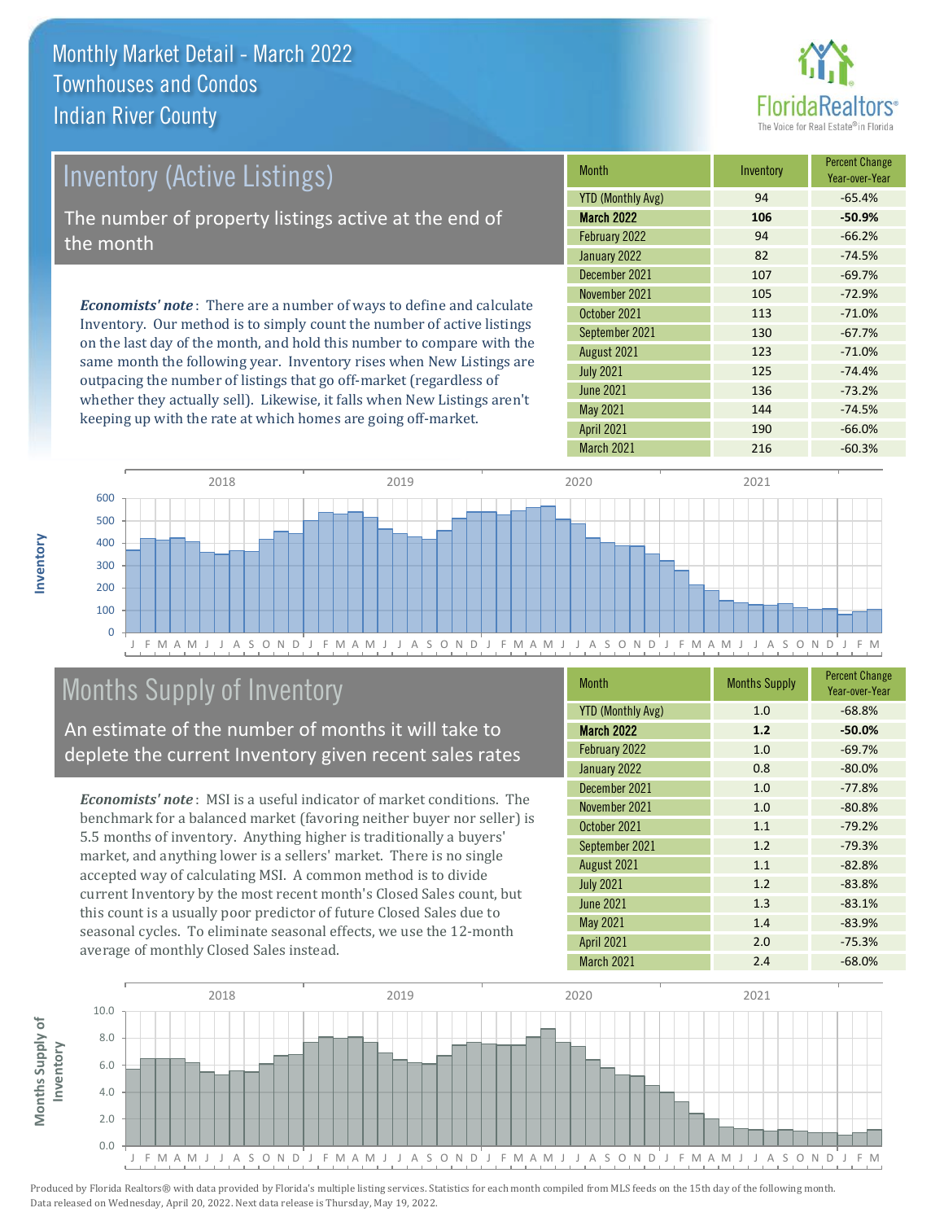# Monthly Market Detail - March 2022
## Townhouses and Condos
## Indian River County

## Inventory (Active Listings)

The number of property listings active at the end of the month

*Economists' note*: There are a number of ways to define and calculate Inventory. Our method is to simply count the number of active listings on the last day of the month, and hold this number to compare with the same month the following year. Inventory rises when New Listings are outpacing the number of listings that go off-market (regardless of whether they actually sell). Likewise, it falls when New Listings aren't keeping up with the rate at which homes are going off-market.

| Month | Inventory | Percent Change Year-over-Year |
|---|---|---|
| YTD (Monthly Avg) | 94 | -65.4% |
| **March 2022** | **106** | **-50.9%** |
| February 2022 | 94 | -66.2% |
| January 2022 | 82 | -74.5% |
| December 2021 | 107 | -69.7% |
| November 2021 | 105 | -72.9% |
| October 2021 | 113 | -71.0% |
| September 2021 | 130 | -67.7% |
| August 2021 | 123 | -71.0% |
| July 2021 | 125 | -74.4% |
| June 2021 | 136 | -73.2% |
| May 2021 | 144 | -74.5% |
| April 2021 | 190 | -66.0% |
| March 2021 | 216 | -60.3% |

## Months Supply of Inventory

An estimate of the number of months it will take to deplete the current Inventory given recent sales rates

*Economists' note*: MSI is a useful indicator of market conditions. The benchmark for a balanced market (favoring neither buyer nor seller) is 5.5 months of inventory. Anything higher is traditionally a buyers' market, and anything lower is a sellers' market. There is no single accepted way of calculating MSI. A common method is to divide current Inventory by the most recent month's Closed Sales count, but this count is a usually poor predictor of future Closed Sales due to seasonal cycles. To eliminate seasonal effects, we use the 12-month average of monthly Closed Sales instead.

| Month | Months Supply | Percent Change Year-over-Year |
|---|---|---|
| YTD (Monthly Avg) | 1.0 | -68.8% |
| **March 2022** | **1.2** | **-50.0%** |
| February 2022 | 1.0 | -69.7% |
| January 2022 | 0.8 | -80.0% |
| December 2021 | 1.0 | -77.8% |
| November 2021 | 1.0 | -80.8% |
| October 2021 | 1.1 | -79.2% |
| September 2021 | 1.2 | -79.3% |
| August 2021 | 1.1 | -82.8% |
| July 2021 | 1.2 | -83.8% |
| June 2021 | 1.3 | -83.1% |
| May 2021 | 1.4 | -83.9% |
| April 2021 | 2.0 | -75.3% |
| March 2021 | 2.4 | -68.0% |

Produced by Florida Realtors® with data provided by Florida's multiple listing services. Statistics for each month compiled from MLS feeds on the 15th day of the following month. Data released on Wednesday, April 20, 2022. Next data release is Thursday, May 19, 2022.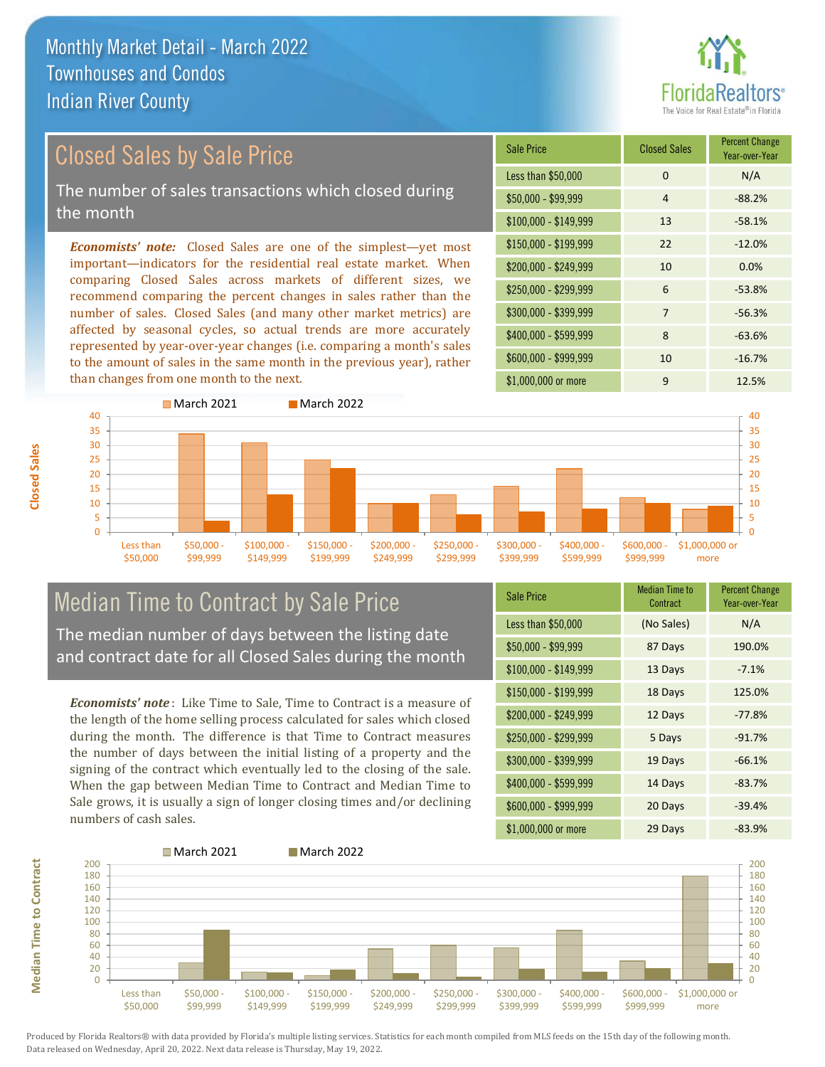# Monthly Market Detail - March 2022
## Townhouses and Condos
## Indian River County

## Closed Sales by Sale Price

The number of sales transactions which closed during the month

***Economists' note:*** Closed Sales are one of the simplest—yet most important—indicators for the residential real estate market. When comparing Closed Sales across markets of different sizes, we recommend comparing the percent changes in sales rather than the number of sales. Closed Sales (and many other market metrics) are affected by seasonal cycles, so actual trends are more accurately represented by year-over-year changes (i.e. comparing a month's sales to the amount of sales in the same month in the previous year), rather than changes from one month to the next.

| Sale Price | Closed Sales | Percent Change Year-over-Year |
|---|---|---|
| Less than $50,000 | 0 | N/A |
| $50,000 - $99,999 | 4 | -88.2% |
| $100,000 - $149,999 | 13 | -58.1% |
| $150,000 - $199,999 | 22 | -12.0% |
| $200,000 - $249,999 | 10 | 0.0% |
| $250,000 - $299,999 | 6 | -53.8% |
| $300,000 - $399,999 | 7 | -56.3% |
| $400,000 - $599,999 | 8 | -63.6% |
| $600,000 - $999,999 | 10 | -16.7% |
| $1,000,000 or more | 9 | 12.5% |

## Median Time to Contract by Sale Price

The median number of days between the listing date and contract date for all Closed Sales during the month

***Economists' note***: Like Time to Sale, Time to Contract is a measure of the length of the home selling process calculated for sales which closed during the month. The difference is that Time to Contract measures the number of days between the initial listing of a property and the signing of the contract which eventually led to the closing of the sale. When the gap between Median Time to Contract and Median Time to Sale grows, it is usually a sign of longer closing times and/or declining numbers of cash sales.

| Sale Price | Median Time to Contract | Percent Change Year-over-Year |
|---|---|---|
| Less than $50,000 | (No Sales) | N/A |
| $50,000 - $99,999 | 87 Days | 190.0% |
| $100,000 - $149,999 | 13 Days | -7.1% |
| $150,000 - $199,999 | 18 Days | 125.0% |
| $200,000 - $249,999 | 12 Days | -77.8% |
| $250,000 - $299,999 | 5 Days | -91.7% |
| $300,000 - $399,999 | 19 Days | -66.1% |
| $400,000 - $599,999 | 14 Days | -83.7% |
| $600,000 - $999,999 | 20 Days | -39.4% |
| $1,000,000 or more | 29 Days | -83.9% |

Produced by Florida Realtors® with data provided by Florida's multiple listing services. Statistics for each month compiled from MLS feeds on the 15th day of the following month. Data released on Wednesday, April 20, 2022. Next data release is Thursday, May 19, 2022.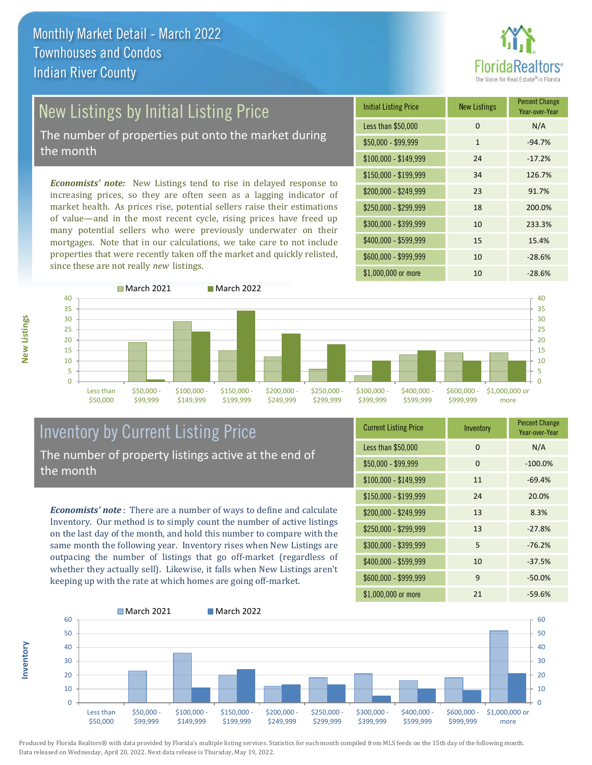# Monthly Market Detail - March 2022
## Townhouses and Condos
## Indian River County

## New Listings by Initial Listing Price

The number of properties put onto the market during the month

*Economists' note:* New Listings tend to rise in delayed response to increasing prices, so they are often seen as a lagging indicator of market health. As prices rise, potential sellers raise their estimations of value—and in the most recent cycle, rising prices have freed up many potential sellers who were previously underwater on their mortgages. Note that in our calculations, we take care to not include properties that were recently taken off the market and quickly relisted, since these are not really *new* listings.

| Initial Listing Price | New Listings | Percent Change Year-over-Year |
|---|---|---|
| Less than $50,000 | 0 | N/A |
| $50,000 - $99,999 | 1 | -94.7% |
| $100,000 - $149,999 | 24 | -17.2% |
| $150,000 - $199,999 | 34 | 126.7% |
| $200,000 - $249,999 | 23 | 91.7% |
| $250,000 - $299,999 | 18 | 200.0% |
| $300,000 - $399,999 | 10 | 233.3% |
| $400,000 - $599,999 | 15 | 15.4% |
| $600,000 - $999,999 | 10 | -28.6% |
| $1,000,000 or more | 10 | -28.6% |

## Inventory by Current Listing Price

The number of property listings active at the end of the month

*Economists' note* : There are a number of ways to define and calculate Inventory. Our method is to simply count the number of active listings on the last day of the month, and hold this number to compare with the same month the following year. Inventory rises when New Listings are outpacing the number of listings that go off-market (regardless of whether they actually sell). Likewise, it falls when New Listings aren't keeping up with the rate at which homes are going off-market.

| Current Listing Price | Inventory | Percent Change Year-over-Year |
|---|---|---|
| Less than $50,000 | 0 | N/A |
| $50,000 - $99,999 | 0 | -100.0% |
| $100,000 - $149,999 | 11 | -69.4% |
| $150,000 - $199,999 | 24 | 20.0% |
| $200,000 - $249,999 | 13 | 8.3% |
| $250,000 - $299,999 | 13 | -27.8% |
| $300,000 - $399,999 | 5 | -76.2% |
| $400,000 - $599,999 | 10 | -37.5% |
| $600,000 - $999,999 | 9 | -50.0% |
| $1,000,000 or more | 21 | -59.6% |

Produced by Florida Realtors® with data provided by Florida's multiple listing services. Statistics for each month compiled from MLS feeds on the 15th day of the following month. Data released on Wednesday, April 20, 2022. Next data release is Thursday, May 19, 2022.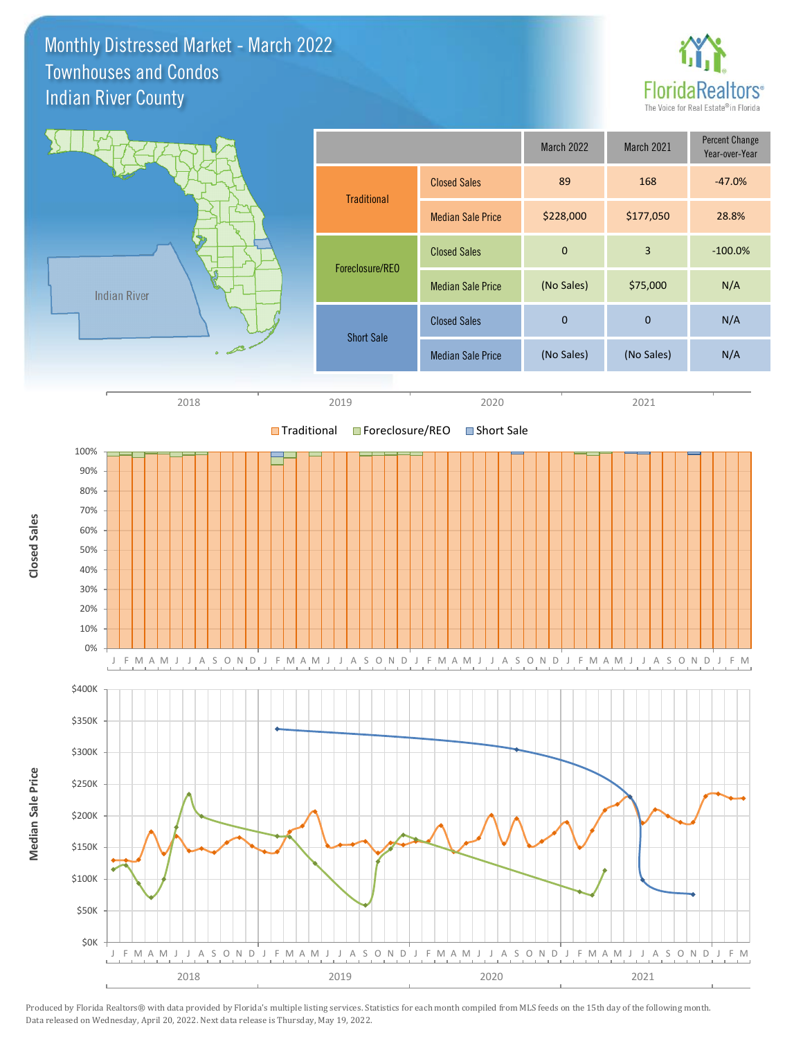# Monthly Distressed Market - March 2022
## Townhouses and Condos
## Indian River County

FloridaRealtors®
The Voice for Real Estate® in Florida

Indian River

| | | March 2022 | March 2021 | Percent Change Year-over-Year |
|---|---|---|---|---|
| Traditional | Closed Sales | 89 | 168 | -47.0% |
| | Median Sale Price | $228,000 | $177,050 | 28.8% |
| Foreclosure/REO | Closed Sales | 0 | 3 | -100.0% |
| | Median Sale Price | (No Sales) | $75,000 | N/A |
| Short Sale | Closed Sales | 0 | 0 | N/A |
| | Median Sale Price | (No Sales) | (No Sales) | N/A |

2018 2019 2020 2021

Traditional Foreclosure/REO Short Sale

Closed Sales

100% 90% 80% 70% 60% 50% 40% 30% 20% 10% 0%

J F M A M J J A S O N D J F M A M J J A S O N D J F M A M J J A S O N D J F M A M J J A S O N D J F M

Median Sale Price

$400K $350K $300K $250K $200K $150K $100K $50K $0K

J F M A M J J A S O N D J F M A M J J A S O N D J F M A M J J A S O N D J F M A M J J A S O N D J F M

2018 2019 2020 2021

Produced by Florida Realtors® with data provided by Florida's multiple listing services. Statistics for each month compiled from MLS feeds on the 15th day of the following month.
Data released on Wednesday, April 20, 2022. Next data release is Thursday, May 19, 2022.